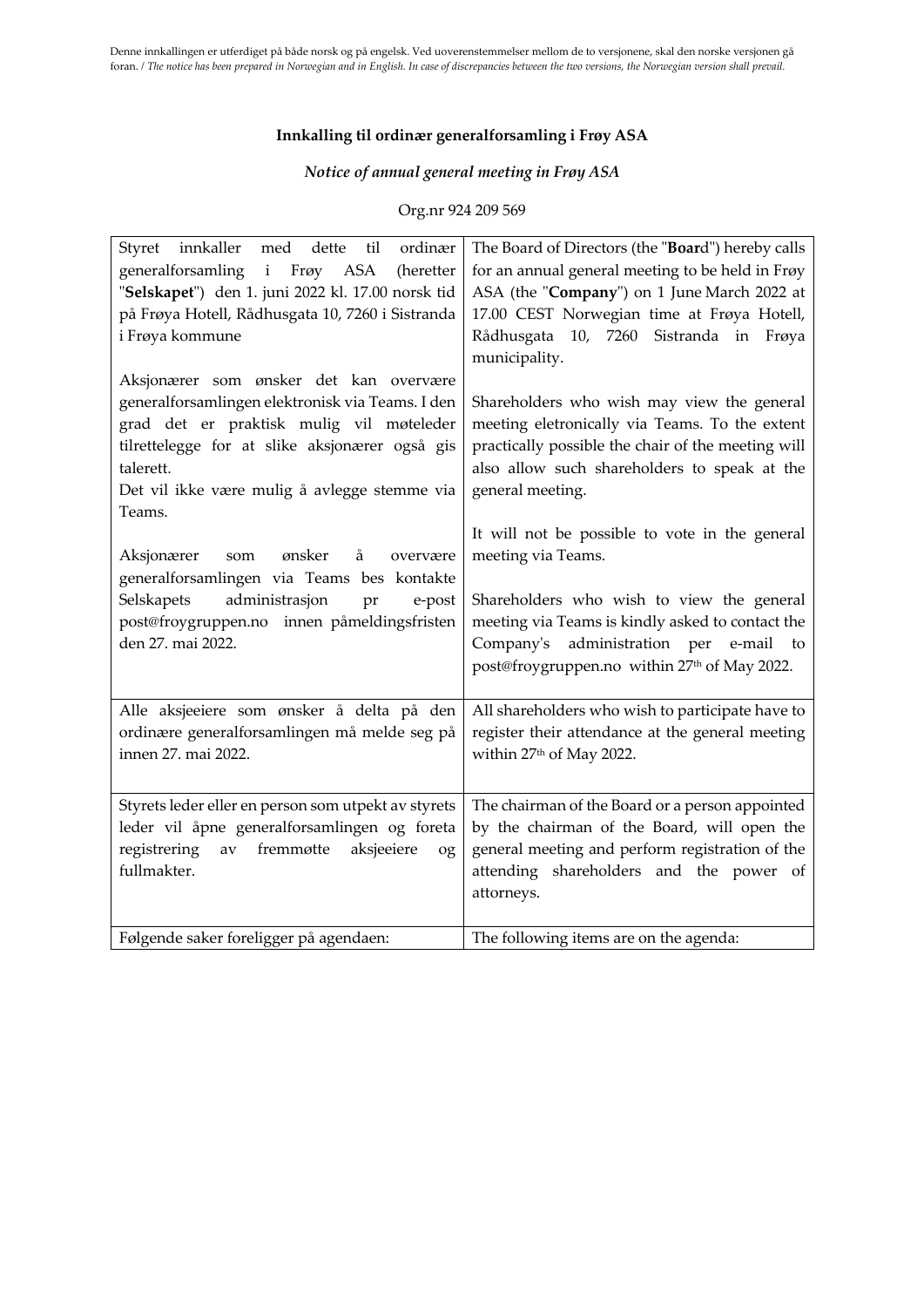Denne innkallingen er utferdiget på både norsk og på engelsk. Ved uoverenstemmelser mellom de to versjonene, skal den norske versjonen gå foran. / *The notice has been prepared in Norwegian and in English. In case of discrepancies between the two versions, the Norwegian version shall prevail.*

**Innkalling til ordinær generalforsamling i Frøy ASA**

***Notice of annual general meeting in Frøy ASA***

Org.nr 924 209 569

| | |
|---|---|
| Styret innkaller med dette til ordinær generalforsamling i Frøy ASA (heretter "**Selskapet**") den 1. juni 2022 kl. 17.00 norsk tid på Frøya Hotell, Rådhusgata 10, 7260 i Sistranda i Frøya kommune<br><br>Aksjonærer som ønsker det kan overvære generalforsamlingen elektronisk via Teams. I den grad det er praktisk mulig vil møteleder tilrettelegge for at slike aksjonærer også gis talerett.<br>Det vil ikke være mulig å avlegge stemme via Teams.<br><br>Aksjonærer som ønsker å overvære generalforsamlingen via Teams bes kontakte Selskapets administrasjon pr e-post post@froygruppen.no innen påmeldingsfristen den 27. mai 2022. | The Board of Directors (the "**Boar**d") hereby calls for an annual general meeting to be held in Frøy ASA (the "**Company**") on 1 June March 2022 at 17.00 CEST Norwegian time at Frøya Hotell, Rådhusgata 10, 7260 Sistranda in Frøya municipality.<br><br>Shareholders who wish may view the general meeting eletronically via Teams. To the extent practically possible the chair of the meeting will also allow such shareholders to speak at the general meeting.<br><br>It will not be possible to vote in the general meeting via Teams.<br><br>Shareholders who wish to view the general meeting via Teams is kindly asked to contact the Company's administration per e-mail to post@froygruppen.no within 27th of May 2022. |
| Alle aksjeeiere som ønsker å delta på den ordinære generalforsamlingen må melde seg på innen 27. mai 2022. | All shareholders who wish to participate have to register their attendance at the general meeting within 27th of May 2022. |
| Styrets leder eller en person som utpekt av styrets leder vil åpne generalforsamlingen og foreta registrering av fremmøtte aksjeeiere og fullmakter. | The chairman of the Board or a person appointed by the chairman of the Board, will open the general meeting and perform registration of the attending shareholders and the power of attorneys. |
| Følgende saker foreligger på agendaen: | The following items are on the agenda: |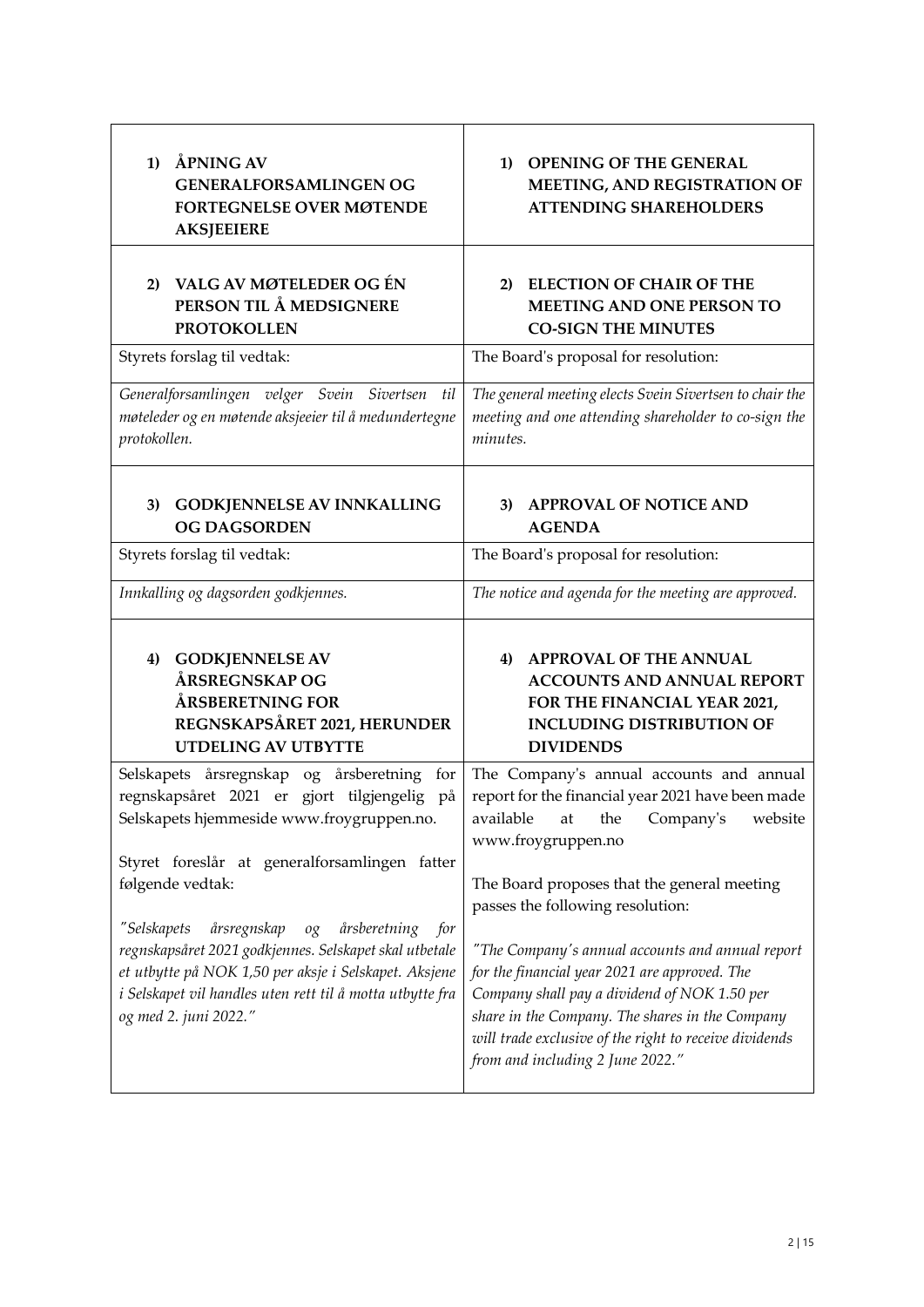| **1) ÅPNING AV GENERALFORSAMLINGEN OG FORTEGNELSE OVER MØTENDE AKSJEEIERE** | **1) OPENING OF THE GENERAL MEETING, AND REGISTRATION OF ATTENDING SHAREHOLDERS** |
| --- | --- |
| **2) VALG AV MØTELEDER OG ÉN PERSON TIL Å MEDSIGNERE PROTOKOLLEN** | **2) ELECTION OF CHAIR OF THE MEETING AND ONE PERSON TO CO-SIGN THE MINUTES** |
| Styrets forslag til vedtak: | The Board's proposal for resolution: |
| *Generalforsamlingen velger Svein Sivertsen til møteleder og en møtende aksjeeier til å medundertegne protokollen.* | *The general meeting elects Svein Sivertsen to chair the meeting and one attending shareholder to co-sign the minutes.* |
| **3) GODKJENNELSE AV INNKALLING OG DAGSORDEN** | **3) APPROVAL OF NOTICE AND AGENDA** |
| Styrets forslag til vedtak: | The Board's proposal for resolution: |
| *Innkalling og dagsorden godkjennes.* | *The notice and agenda for the meeting are approved.* |
| **4) GODKJENNELSE AV ÅRSREGNSKAP OG ÅRSBERETNING FOR REGNSKAPSÅRET 2021, HERUNDER UTDELING AV UTBYTTE** | **4) APPROVAL OF THE ANNUAL ACCOUNTS AND ANNUAL REPORT FOR THE FINANCIAL YEAR 2021, INCLUDING DISTRIBUTION OF DIVIDENDS** |
| Selskapets årsregnskap og årsberetning for regnskapsåret 2021 er gjort tilgjengelig på Selskapets hjemmeside www.froygruppen.no.<br><br>Styret foreslår at generalforsamlingen fatter følgende vedtak:<br><br>*"Selskapets årsregnskap og årsberetning for regnskapsåret 2021 godkjennes. Selskapet skal utbetale et utbytte på NOK 1,50 per aksje i Selskapet. Aksjene i Selskapet vil handles uten rett til å motta utbytte fra og med 2. juni 2022."* | The Company's annual accounts and annual report for the financial year 2021 have been made available at the Company's website www.froygruppen.no<br><br>The Board proposes that the general meeting passes the following resolution:<br><br>*"The Company's annual accounts and annual report for the financial year 2021 are approved. The Company shall pay a dividend of NOK 1.50 per share in the Company. The shares in the Company will trade exclusive of the right to receive dividends from and including 2 June 2022."* |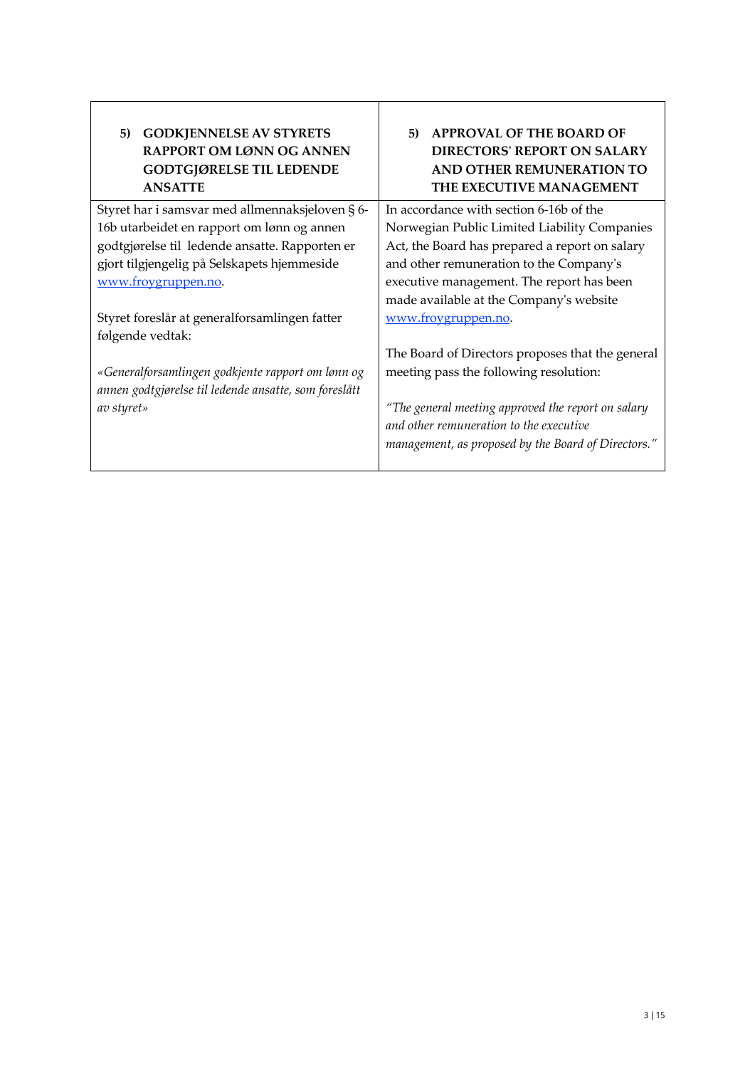| 5) GODKJENNELSE AV STYRETS RAPPORT OM LØNN OG ANNEN GODTGJØRELSE TIL LEDENDE ANSATTE | 5) APPROVAL OF THE BOARD OF DIRECTORS' REPORT ON SALARY AND OTHER REMUNERATION TO THE EXECUTIVE MANAGEMENT |
|---|---|
| Styret har i samsvar med allmennaksjeloven § 6-16b utarbeidet en rapport om lønn og annen godtgjørelse til ledende ansatte. Rapporten er gjort tilgjengelig på Selskapets hjemmeside [www.froygruppen.no](http://www.froygruppen.no).<br><br>Styret foreslår at generalforsamlingen fatter følgende vedtak:<br><br>*«Generalforsamlingen godkjente rapport om lønn og annen godtgjørelse til ledende ansatte, som foreslått av styret»* | In accordance with section 6-16b of the Norwegian Public Limited Liability Companies Act, the Board has prepared a report on salary and other remuneration to the Company's executive management. The report has been made available at the Company's website [www.froygruppen.no](http://www.froygruppen.no).<br><br>The Board of Directors proposes that the general meeting pass the following resolution:<br><br>*"The general meeting approved the report on salary and other remuneration to the executive management, as proposed by the Board of Directors."* |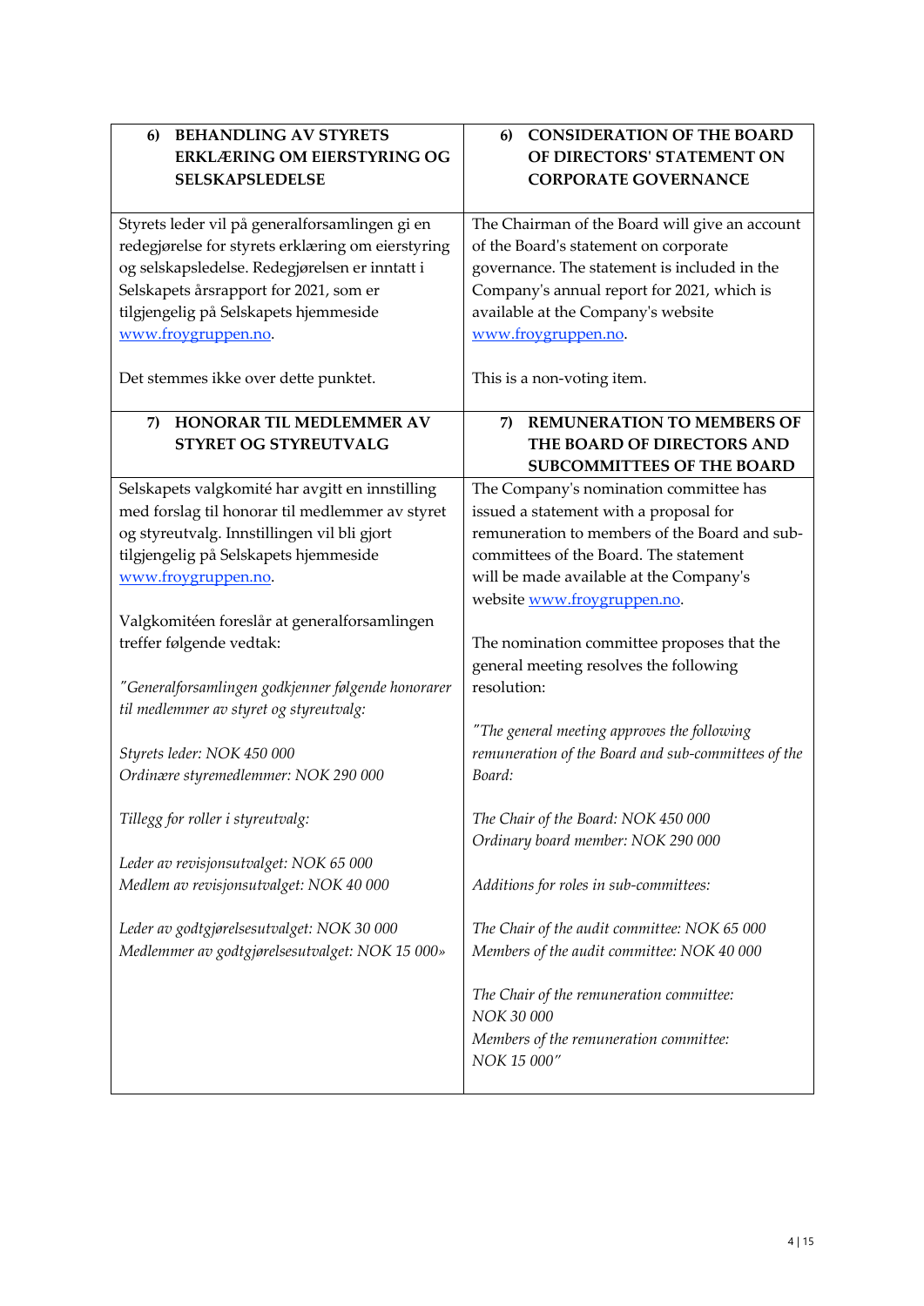| **6) BEHANDLING AV STYRETS ERKLÆRING OM EIERSTYRING OG SELSKAPSLEDELSE** | **6) CONSIDERATION OF THE BOARD OF DIRECTORS' STATEMENT ON CORPORATE GOVERNANCE** |
|---|---|
| Styrets leder vil på generalforsamlingen gi en redegjørelse for styrets erklæring om eierstyring og selskapsledelse. Redegjørelsen er inntatt i Selskapets årsrapport for 2021, som er tilgjengelig på Selskapets hjemmeside www.froygruppen.no.<br><br>Det stemmes ikke over dette punktet. | The Chairman of the Board will give an account of the Board's statement on corporate governance. The statement is included in the Company's annual report for 2021, which is available at the Company's website www.froygruppen.no.<br><br>This is a non-voting item. |
| **7) HONORAR TIL MEDLEMMER AV STYRET OG STYREUTVALG** | **7) REMUNERATION TO MEMBERS OF THE BOARD OF DIRECTORS AND SUBCOMMITTEES OF THE BOARD** |
| Selskapets valgkomité har avgitt en innstilling med forslag til honorar til medlemmer av styret og styreutvalg. Innstillingen vil bli gjort tilgjengelig på Selskapets hjemmeside www.froygruppen.no.<br><br>Valgkomitéen foreslår at generalforsamlingen treffer følgende vedtak:<br><br>*"Generalforsamlingen godkjenner følgende honorarer til medlemmer av styret og styreutvalg:*<br><br>*Styrets leder: NOK 450 000*<br>*Ordinære styremedlemmer: NOK 290 000*<br><br>*Tillegg for roller i styreutvalg:*<br><br>*Leder av revisjonsutvalget: NOK 65 000*<br>*Medlem av revisjonsutvalget: NOK 40 000*<br><br>*Leder av godtgjørelsesutvalget: NOK 30 000*<br>*Medlemmer av godtgjørelsesutvalget: NOK 15 000»* | The Company's nomination committee has issued a statement with a proposal for remuneration to members of the Board and sub-committees of the Board. The statement will be made available at the Company's website www.froygruppen.no.<br><br>The nomination committee proposes that the general meeting resolves the following resolution:<br><br>*"The general meeting approves the following remuneration of the Board and sub-committees of the Board:*<br><br>*The Chair of the Board: NOK 450 000*<br>*Ordinary board member: NOK 290 000*<br><br>*Additions for roles in sub-committees:*<br><br>*The Chair of the audit committee: NOK 65 000*<br>*Members of the audit committee: NOK 40 000*<br><br>*The Chair of the remuneration committee: NOK 30 000*<br>*Members of the remuneration committee: NOK 15 000"* |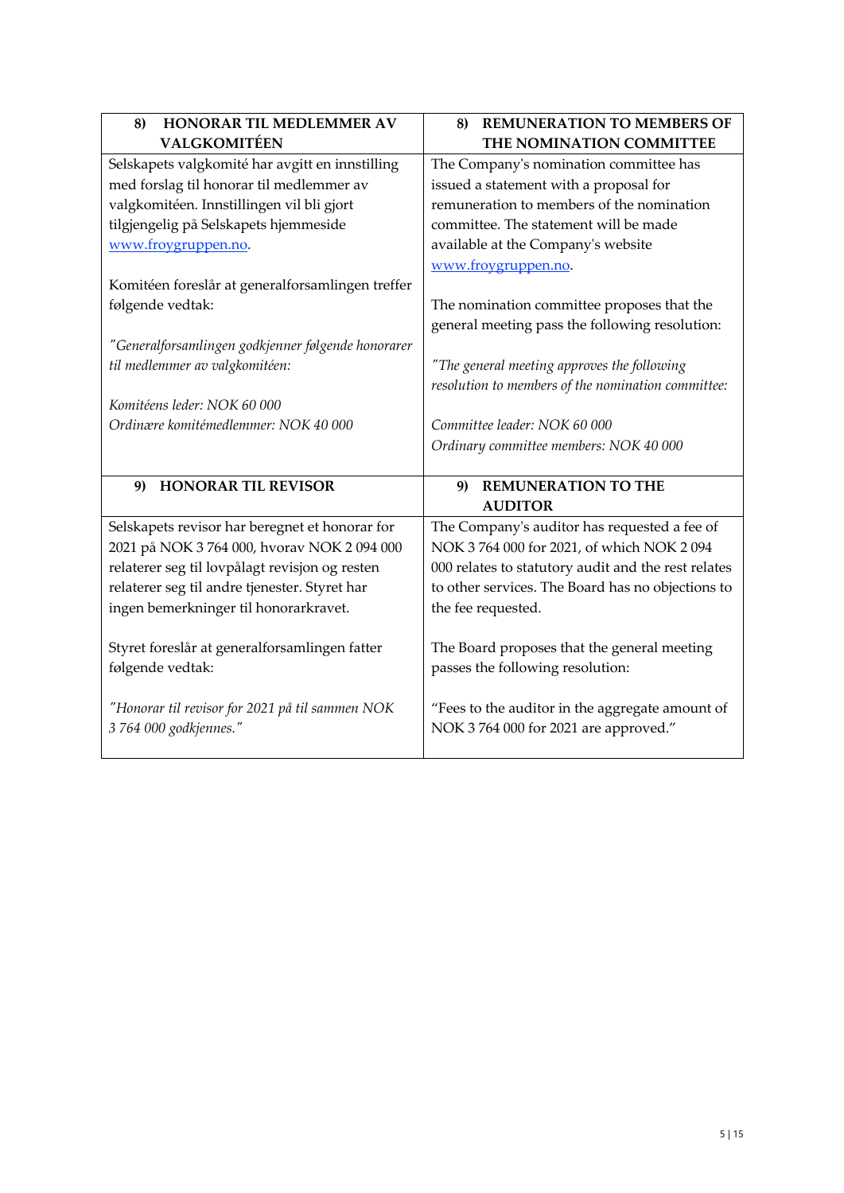| 8) HONORAR TIL MEDLEMMER AV VALGKOMITÉEN | 8) REMUNERATION TO MEMBERS OF THE NOMINATION COMMITTEE |
|---|---|
| Selskapets valgkomité har avgitt en innstilling med forslag til honorar til medlemmer av valgkomitéen. Innstillingen vil bli gjort tilgjengelig på Selskapets hjemmeside [www.froygruppen.no](http://www.froygruppen.no).<br><br>Komitéen foreslår at generalforsamlingen treffer følgende vedtak:<br><br>*"Generalforsamlingen godkjenner følgende honorarer til medlemmer av valgkomitéen:*<br><br>*Komitéens leder: NOK 60 000*<br>*Ordinære komitémedlemmer: NOK 40 000* | The Company's nomination committee has issued a statement with a proposal for remuneration to members of the nomination committee. The statement will be made available at the Company's website [www.froygruppen.no](http://www.froygruppen.no).<br><br>The nomination committee proposes that the general meeting pass the following resolution:<br><br>*"The general meeting approves the following resolution to members of the nomination committee:*<br><br>*Committee leader: NOK 60 000*<br>*Ordinary committee members: NOK 40 000* |
| **9) HONORAR TIL REVISOR** | **9) REMUNERATION TO THE AUDITOR** |
| Selskapets revisor har beregnet et honorar for 2021 på NOK 3 764 000, hvorav NOK 2 094 000 relaterer seg til lovpålagt revisjon og resten relaterer seg til andre tjenester. Styret har ingen bemerkninger til honorarkravet.<br><br>Styret foreslår at generalforsamlingen fatter følgende vedtak:<br><br>*"Honorar til revisor for 2021 på til sammen NOK 3 764 000 godkjennes."* | The Company's auditor has requested a fee of NOK 3 764 000 for 2021, of which NOK 2 094 000 relates to statutory audit and the rest relates to other services. The Board has no objections to the fee requested.<br><br>The Board proposes that the general meeting passes the following resolution:<br><br>"Fees to the auditor in the aggregate amount of NOK 3 764 000 for 2021 are approved." |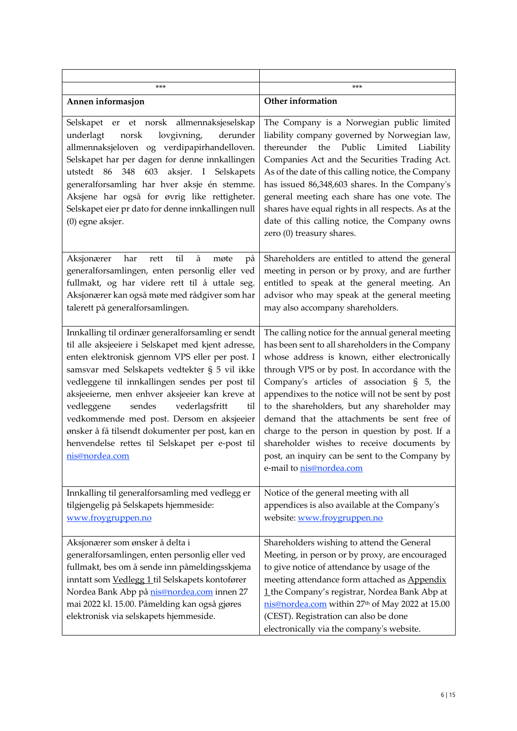| | |
|---|---|
| \*\*\* | \*\*\* |
| **Annen informasjon** | **Other information** |
| Selskapet er et norsk allmennaksjeselskap underlagt norsk lovgivning, derunder allmennaksjeloven og verdipapirhandelloven. Selskapet har per dagen for denne innkallingen utstedt 86 348 603 aksjer. I Selskapets generalforsamling har hver aksje én stemme. Aksjene har også for øvrig like rettigheter. Selskapet eier pr dato for denne innkallingen null (0) egne aksjer. | The Company is a Norwegian public limited liability company governed by Norwegian law, thereunder the Public Limited Liability Companies Act and the Securities Trading Act. As of the date of this calling notice, the Company has issued 86,348,603 shares. In the Company's general meeting each share has one vote. The shares have equal rights in all respects. As at the date of this calling notice, the Company owns zero (0) treasury shares. |
| Aksjonærer har rett til å møte på generalforsamlingen, enten personlig eller ved fullmakt, og har videre rett til å uttale seg. Aksjonærer kan også møte med rådgiver som har talerett på generalforsamlingen. | Shareholders are entitled to attend the general meeting in person or by proxy, and are further entitled to speak at the general meeting. An advisor who may speak at the general meeting may also accompany shareholders. |
| Innkalling til ordinær generalforsamling er sendt til alle aksjeeiere i Selskapet med kjent adresse, enten elektronisk gjennom VPS eller per post. I samsvar med Selskapets vedtekter § 5 vil ikke vedleggene til innkallingen sendes per post til aksjeeierne, men enhver aksjeeier kan kreve at vedleggene sendes vederlagsfritt til vedkommende med post. Dersom en aksjeeier ønsker å få tilsendt dokumenter per post, kan en henvendelse rettes til Selskapet per e-post til nis@nordea.com | The calling notice for the annual general meeting has been sent to all shareholders in the Company whose address is known, either electronically through VPS or by post. In accordance with the Company's articles of association § 5, the appendixes to the notice will not be sent by post to the shareholders, but any shareholder may demand that the attachments be sent free of charge to the person in question by post. If a shareholder wishes to receive documents by post, an inquiry can be sent to the Company by e-mail to nis@nordea.com |
| Innkalling til generalforsamling med vedlegg er tilgjengelig på Selskapets hjemmeside: www.froygruppen.no | Notice of the general meeting with all appendices is also available at the Company's website: www.froygruppen.no |
| Aksjonærer som ønsker å delta i generalforsamlingen, enten personlig eller ved fullmakt, bes om å sende inn påmeldingsskjema inntatt som Vedlegg 1 til Selskapets kontofører Nordea Bank Abp på nis@nordea.com innen 27 mai 2022 kl. 15.00. Påmelding kan også gjøres elektronisk via selskapets hjemmeside. | Shareholders wishing to attend the General Meeting, in person or by proxy, are encouraged to give notice of attendance by usage of the meeting attendance form attached as Appendix 1 the Company's registrar, Nordea Bank Abp at nis@nordea.com within 27th of May 2022 at 15.00 (CEST). Registration can also be done electronically via the company's website. |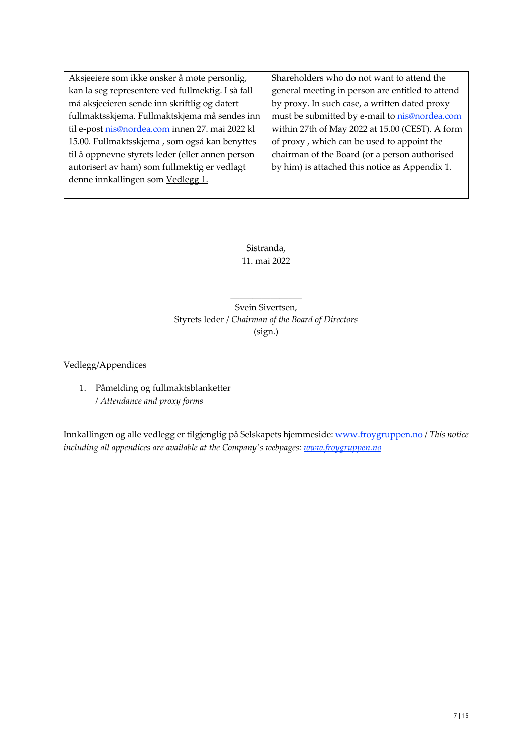| Aksjeeiere som ikke ønsker å møte personlig, kan la seg representere ved fullmektig. I så fall må aksjeeieren sende inn skriftlig og datert fullmaktsskjema. Fullmaktskjema må sendes inn til e-post nis@nordea.com innen 27. mai 2022 kl 15.00. Fullmaktsskjema , som også kan benyttes til å oppnevne styrets leder (eller annen person autorisert av ham) som fullmektig er vedlagt denne innkallingen som Vedlegg 1. | Shareholders who do not want to attend the general meeting in person are entitled to attend by proxy. In such case, a written dated proxy must be submitted by e-mail to nis@nordea.com within 27th of May 2022 at 15.00 (CEST). A form of proxy , which can be used to appoint the chairman of the Board (or a person authorised by him) is attached this notice as Appendix 1. |
|---|---|

Sistranda,
11. mai 2022

_______________
Svein Sivertsen,
Styrets leder / *Chairman of the Board of Directors*
(sign.)

Vedlegg/Appendices

1. Påmelding og fullmaktsblanketter
   / *Attendance and proxy forms*

Innkallingen og alle vedlegg er tilgjengelig på Selskapets hjemmeside: www.froygruppen.no / *This notice including all appendices are available at the Company's webpages: www.froygruppen.no*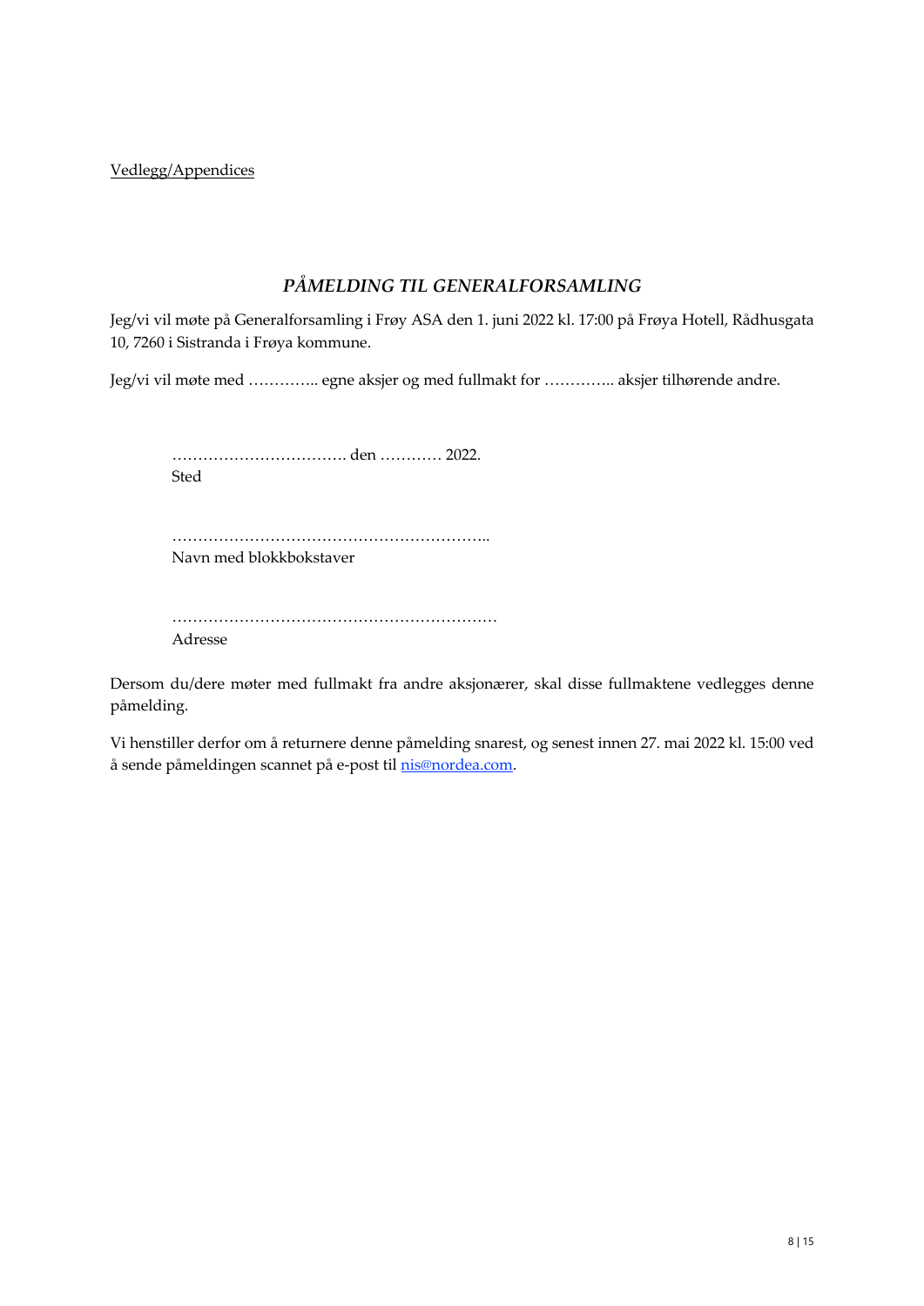Vedlegg/Appendices

## *PÅMELDING TIL GENERALFORSAMLING*

Jeg/vi vil møte på Generalforsamling i Frøy ASA den 1. juni 2022 kl. 17:00 på Frøya Hotell, Rådhusgata 10, 7260 i Sistranda i Frøya kommune.

Jeg/vi vil møte med ………….. egne aksjer og med fullmakt for ………….. aksjer tilhørende andre.

……………………………. den ………… 2022.
Sted

……………………………………………………..
Navn med blokkbokstaver

………………………………………………………
Adresse

Dersom du/dere møter med fullmakt fra andre aksjonærer, skal disse fullmaktene vedlegges denne påmelding.

Vi henstiller derfor om å returnere denne påmelding snarest, og senest innen 27. mai 2022 kl. 15:00 ved å sende påmeldingen scannet på e-post til nis@nordea.com.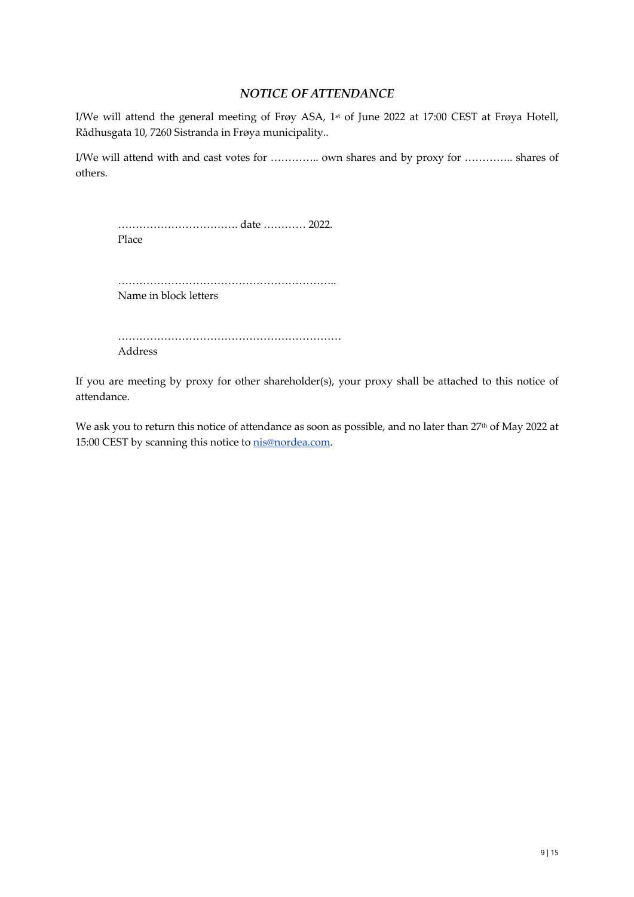## *NOTICE OF ATTENDANCE*

I/We will attend the general meeting of Frøy ASA, 1st of June 2022 at 17:00 CEST at Frøya Hotell, Rådhusgata 10, 7260 Sistranda in Frøya municipality..

I/We will attend with and cast votes for ………….. own shares and by proxy for ………….. shares of others.

……………………………. date ………… 2022.
Place

……………………………………………………..
Name in block letters

………………………………………………………
Address

If you are meeting by proxy for other shareholder(s), your proxy shall be attached to this notice of attendance.

We ask you to return this notice of attendance as soon as possible, and no later than 27th of May 2022 at 15:00 CEST by scanning this notice to nis@nordea.com.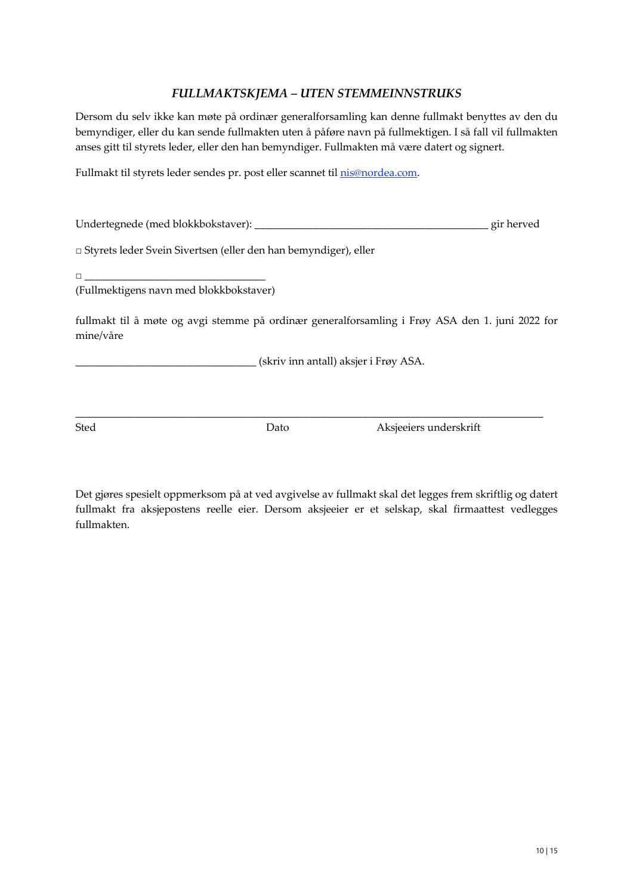### *FULLMAKTSKJEMA – UTEN STEMMEINNSTRUKS*

Dersom du selv ikke kan møte på ordinær generalforsamling kan denne fullmakt benyttes av den du bemyndiger, eller du kan sende fullmakten uten å påføre navn på fullmektigen. I så fall vil fullmakten anses gitt til styrets leder, eller den han bemyndiger. Fullmakten må være datert og signert.

Fullmakt til styrets leder sendes pr. post eller scannet til [nis@nordea.com](mailto:nis@nordea.com).

Undertegnede (med blokkbokstaver): _____________________________________________ gir herved

□ Styrets leder Svein Sivertsen (eller den han bemyndiger), eller

□ ___________________________________
(Fullmektigens navn med blokkbokstaver)

fullmakt til å møte og avgi stemme på ordinær generalforsamling i Frøy ASA den 1. juni 2022 for mine/våre

___________________________________ (skriv inn antall) aksjer i Frøy ASA.

_____________________________________________________________________________________________

Sted                                        Dato                                        Aksjeeiers underskrift

Det gjøres spesielt oppmerksom på at ved avgivelse av fullmakt skal det legges frem skriftlig og datert fullmakt fra aksjepostens reelle eier. Dersom aksjeeier er et selskap, skal firmaattest vedlegges fullmakten.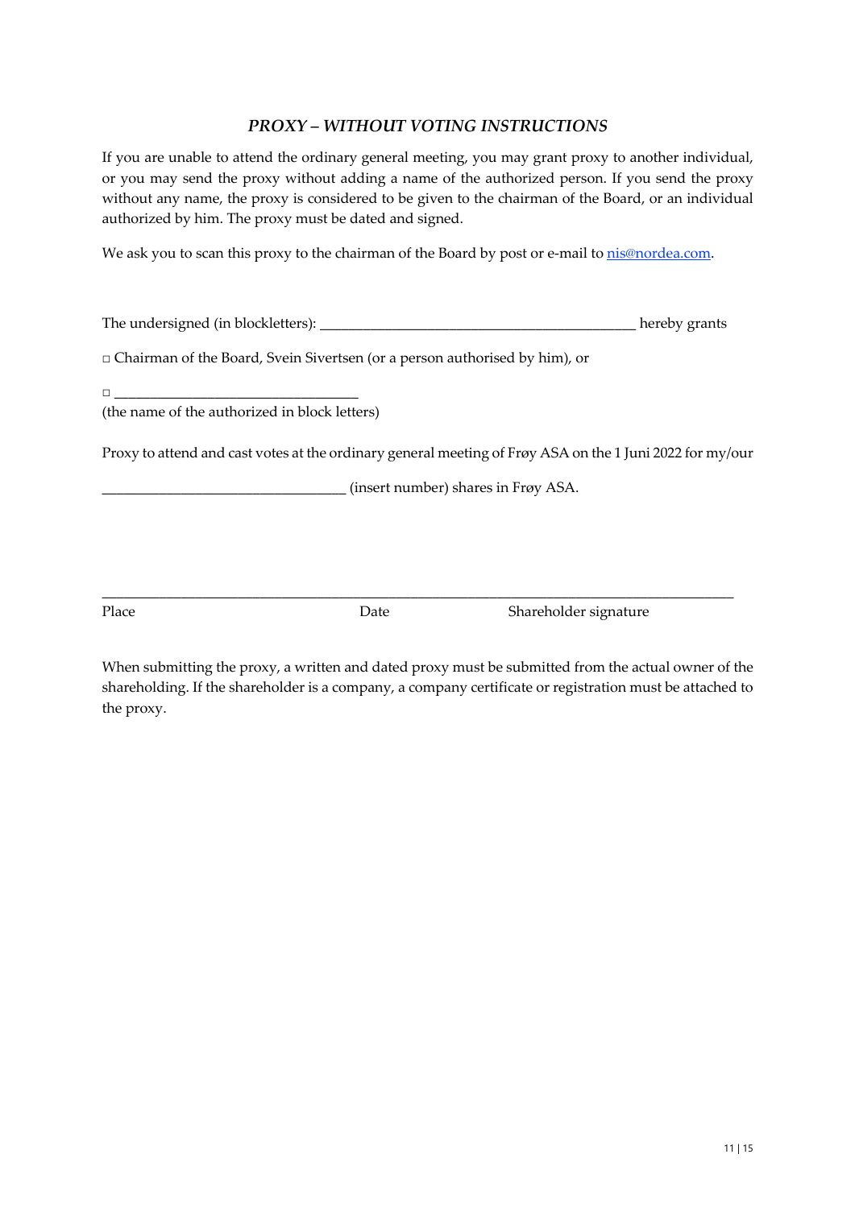## *PROXY – WITHOUT VOTING INSTRUCTIONS*

If you are unable to attend the ordinary general meeting, you may grant proxy to another individual, or you may send the proxy without adding a name of the authorized person. If you send the proxy without any name, the proxy is considered to be given to the chairman of the Board, or an individual authorized by him. The proxy must be dated and signed.

We ask you to scan this proxy to the chairman of the Board by post or e-mail to nis@nordea.com.

The undersigned (in blockletters): _____________________________________________ hereby grants

□ Chairman of the Board, Svein Sivertsen (or a person authorised by him), or

□ __________________________________
(the name of the authorized in block letters)

Proxy to attend and cast votes at the ordinary general meeting of Frøy ASA on the 1 Juni 2022 for my/our

__________________________________ (insert number) shares in Frøy ASA.

_____________________________________________________________________________________

Place Date Shareholder signature

When submitting the proxy, a written and dated proxy must be submitted from the actual owner of the shareholding. If the shareholder is a company, a company certificate or registration must be attached to the proxy.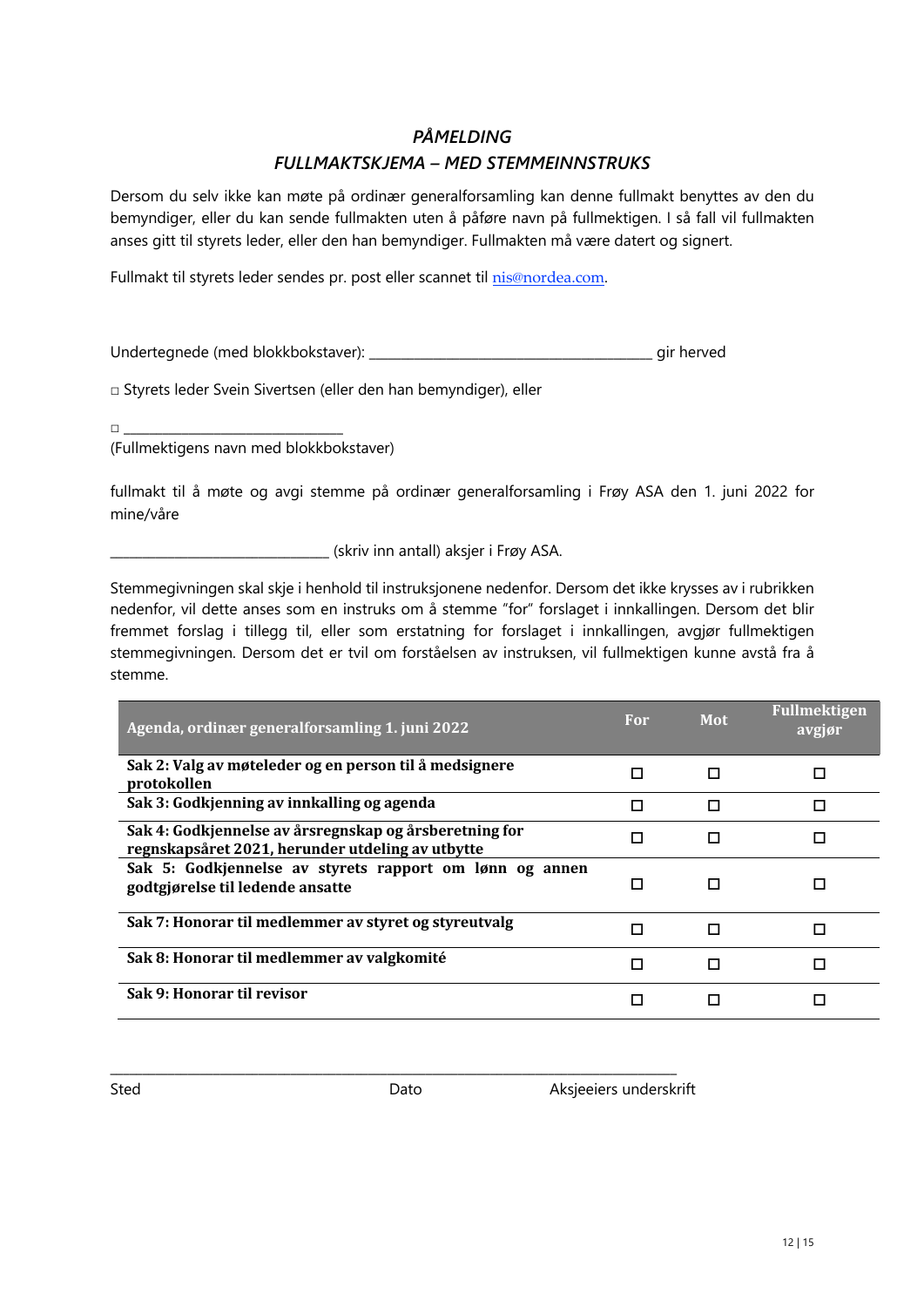## *PÅMELDING*

## *FULLMAKTSKJEMA – MED STEMMEINNSTRUKS*

Dersom du selv ikke kan møte på ordinær generalforsamling kan denne fullmakt benyttes av den du bemyndiger, eller du kan sende fullmakten uten å påføre navn på fullmektigen. I så fall vil fullmakten anses gitt til styrets leder, eller den han bemyndiger. Fullmakten må være datert og signert.

Fullmakt til styrets leder sendes pr. post eller scannet til nis@nordea.com.

Undertegnede (med blokkbokstaver): ________________________________________ gir herved

□ Styrets leder Svein Sivertsen (eller den han bemyndiger), eller

□ ________________________________
(Fullmektigens navn med blokkbokstaver)

fullmakt til å møte og avgi stemme på ordinær generalforsamling i Frøy ASA den 1. juni 2022 for mine/våre

________________________________ (skriv inn antall) aksjer i Frøy ASA.

Stemmegivningen skal skje i henhold til instruksjonene nedenfor. Dersom det ikke krysses av i rubrikken nedenfor, vil dette anses som en instruks om å stemme "for" forslaget i innkallingen. Dersom det blir fremmet forslag i tillegg til, eller som erstatning for forslaget i innkallingen, avgjør fullmektigen stemmegivningen. Dersom det er tvil om forståelsen av instruksen, vil fullmektigen kunne avstå fra å stemme.

| Agenda, ordinær generalforsamling 1. juni 2022 | For | Mot | Fullmektigen avgjør |
|---|---|---|---|
| **Sak 2: Valg av møteleder og en person til å medsignere protokollen** | □ | □ | □ |
| **Sak 3: Godkjenning av innkalling og agenda** | □ | □ | □ |
| **Sak 4: Godkjennelse av årsregnskap og årsberetning for regnskapsåret 2021, herunder utdeling av utbytte** | □ | □ | □ |
| **Sak 5: Godkjennelse av styrets rapport om lønn og annen godtgjørelse til ledende ansatte** | □ | □ | □ |
| **Sak 7: Honorar til medlemmer av styret og styreutvalg** | □ | □ | □ |
| **Sak 8: Honorar til medlemmer av valgkomité** | □ | □ | □ |
| **Sak 9: Honorar til revisor** | □ | □ | □ |

_______________________________________________________________________________

Sted                                        Dato                                        Aksjeeiers underskrift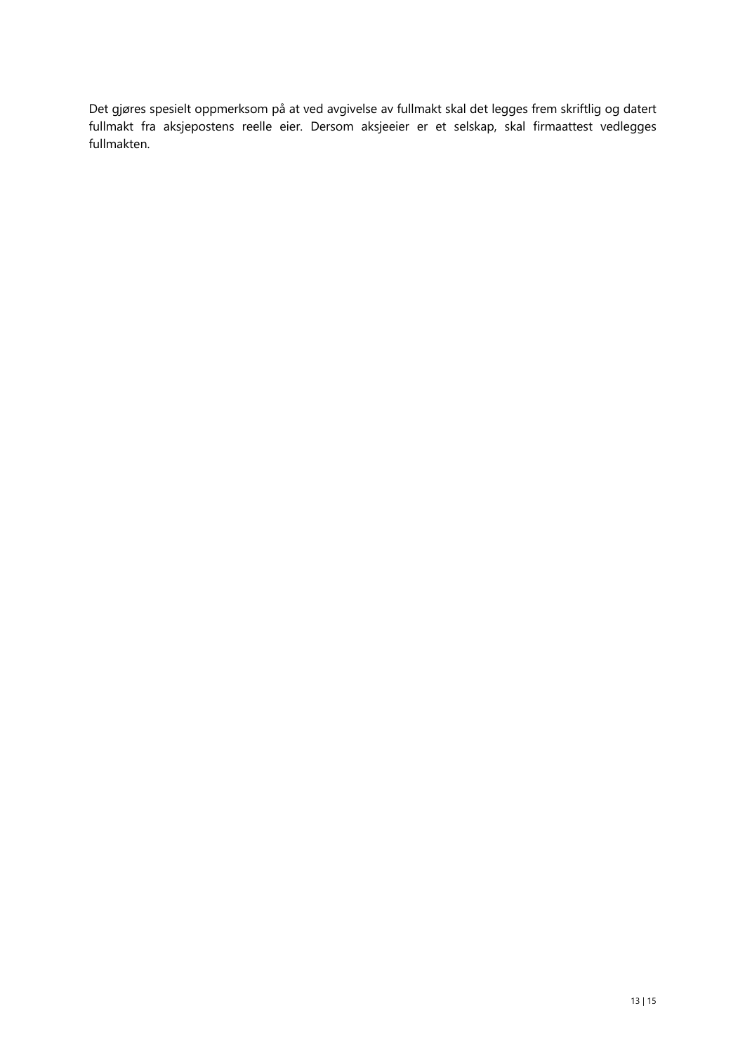Det gjøres spesielt oppmerksom på at ved avgivelse av fullmakt skal det legges frem skriftlig og datert fullmakt fra aksjepostens reelle eier. Dersom aksjeeier er et selskap, skal firmaattest vedlegges fullmakten.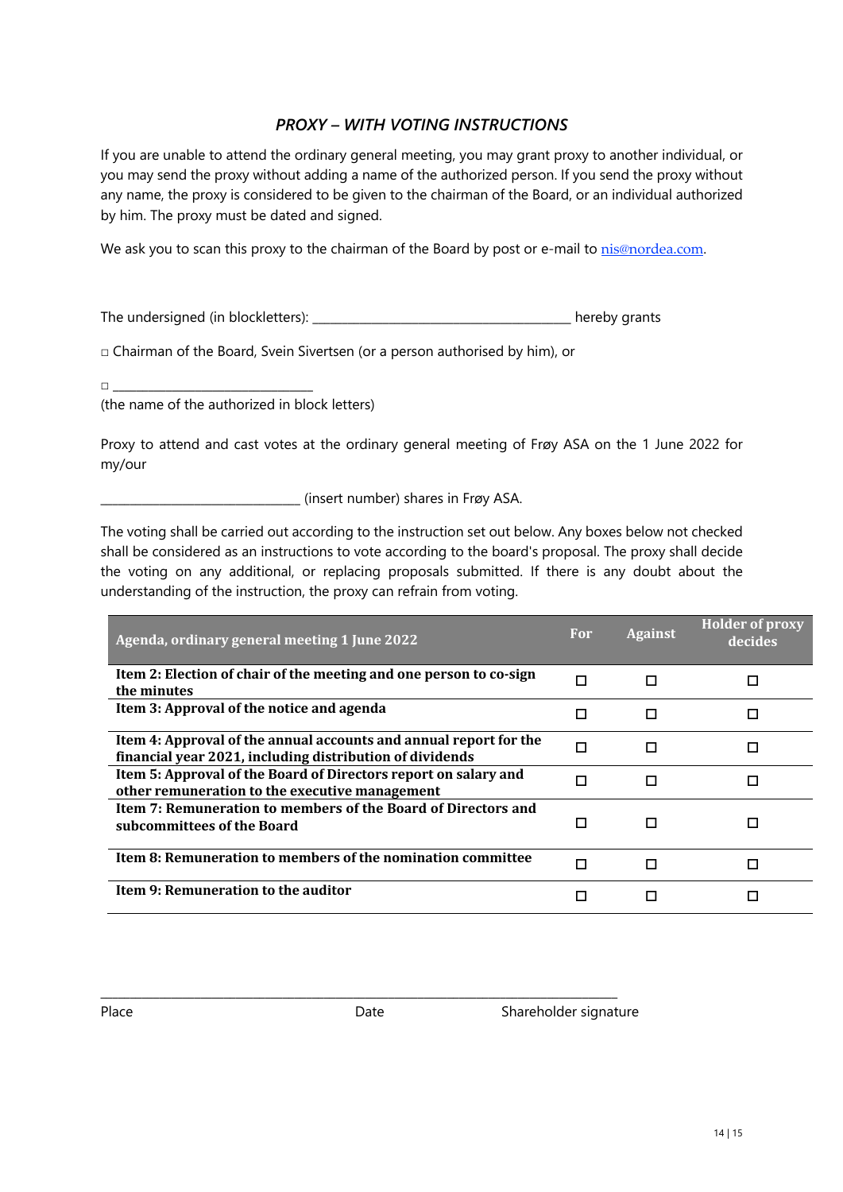## *PROXY – WITH VOTING INSTRUCTIONS*

If you are unable to attend the ordinary general meeting, you may grant proxy to another individual, or you may send the proxy without adding a name of the authorized person. If you send the proxy without any name, the proxy is considered to be given to the chairman of the Board, or an individual authorized by him. The proxy must be dated and signed.

We ask you to scan this proxy to the chairman of the Board by post or e-mail to nis@nordea.com.

The undersigned (in blockletters): ________________________________________ hereby grants

□ Chairman of the Board, Svein Sivertsen (or a person authorised by him), or

□ ________________________________
(the name of the authorized in block letters)

Proxy to attend and cast votes at the ordinary general meeting of Frøy ASA on the 1 June 2022 for my/our

_______________________________ (insert number) shares in Frøy ASA.

The voting shall be carried out according to the instruction set out below. Any boxes below not checked shall be considered as an instructions to vote according to the board's proposal. The proxy shall decide the voting on any additional, or replacing proposals submitted. If there is any doubt about the understanding of the instruction, the proxy can refrain from voting.

| Agenda, ordinary general meeting 1 June 2022 | For | Against | Holder of proxy decides |
|---|---|---|---|
| **Item 2: Election of chair of the meeting and one person to co-sign the minutes** | □ | □ | □ |
| **Item 3: Approval of the notice and agenda** | □ | □ | □ |
| **Item 4: Approval of the annual accounts and annual report for the financial year 2021, including distribution of dividends** | □ | □ | □ |
| **Item 5: Approval of the Board of Directors report on salary and other remuneration to the executive management** | □ | □ | □ |
| **Item 7: Remuneration to members of the Board of Directors and subcommittees of the Board** | □ | □ | □ |
| **Item 8: Remuneration to members of the nomination committee** | □ | □ | □ |
| **Item 9: Remuneration to the auditor** | □ | □ | □ |

_____________________________________________________________________________

Place                    Date                    Shareholder signature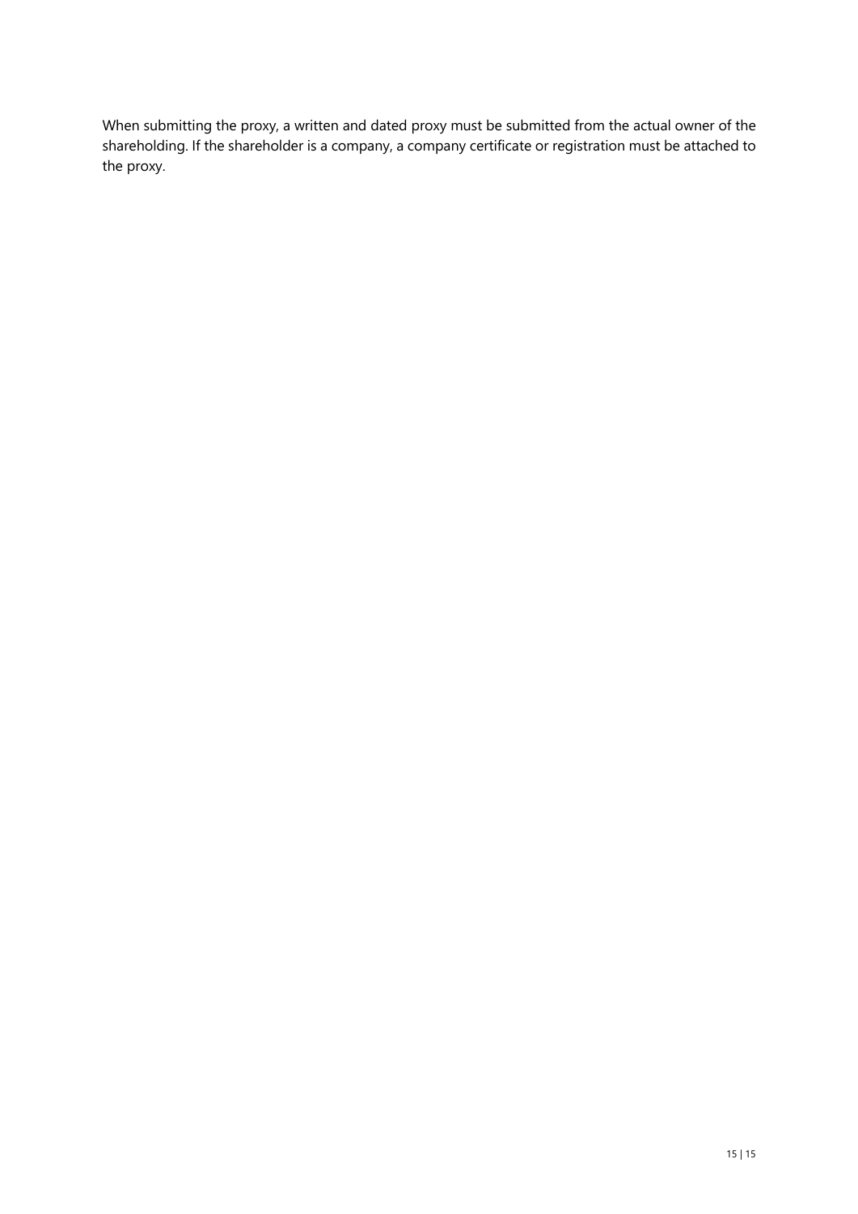When submitting the proxy, a written and dated proxy must be submitted from the actual owner of the shareholding. If the shareholder is a company, a company certificate or registration must be attached to the proxy.